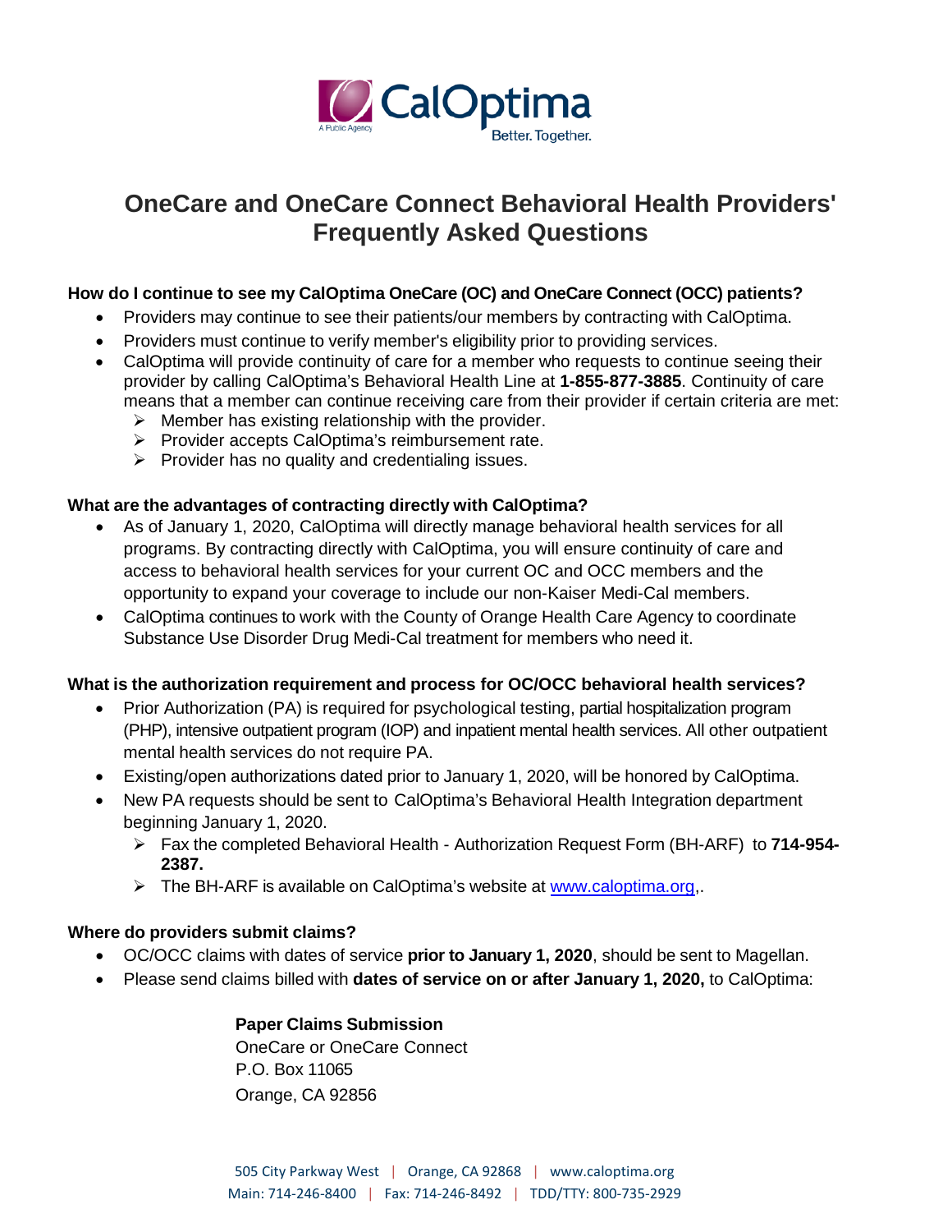# OneCare and OneCare Connect Behavioral Health Providers' Frequently Asked Questions

**How do I continue to see my CalOptima OneCare (OC) and OneCare Connect (OCC) patients?**

- Providers may continue to see their patients/our members by contracting with CalOptima.
- Providers must continue to verify member's eligibility prior to providing services.
- CalOptima will provide continuity of care for a member who requests to continue seeing their provider by calling CalOptima's Behavioral Health Line at **1-855-877-3885**. Continuity of care means that a member can continue receiving care from their provider if certain criteria are met:
  - Member has existing relationship with the provider.
  - Provider accepts CalOptima's reimbursement rate.
  - Provider has no quality and credentialing issues.

**What are the advantages of contracting directly with CalOptima?**

- As of January 1, 2020, CalOptima will directly manage behavioral health services for all programs. By contracting directly with CalOptima, you will ensure continuity of care and access to behavioral health services for your current OC and OCC members and the opportunity to expand your coverage to include our non-Kaiser Medi-Cal members.
- CalOptima continues to work with the County of Orange Health Care Agency to coordinate Substance Use Disorder Drug Medi-Cal treatment for members who need it.

**What is the authorization requirement and process for OC/OCC behavioral health services?**

- Prior Authorization (PA) is required for psychological testing, partial hospitalization program (PHP), intensive outpatient program (IOP) and inpatient mental health services. All other outpatient mental health services do not require PA.
- Existing/open authorizations dated prior to January 1, 2020, will be honored by CalOptima.
- New PA requests should be sent to CalOptima's Behavioral Health Integration department beginning January 1, 2020.
  - Fax the completed Behavioral Health - Authorization Request Form (BH-ARF) to **714-954-2387.**
  - The BH-ARF is available on CalOptima's website at [www.caloptima.org](http://www.caloptima.org),.

**Where do providers submit claims?**

- OC/OCC claims with dates of service **prior to January 1, 2020**, should be sent to Magellan.
- Please send claims billed with **dates of service on or after January 1, 2020,** to CalOptima:

**Paper Claims Submission**
OneCare or OneCare Connect
P.O. Box 11065
Orange, CA 92856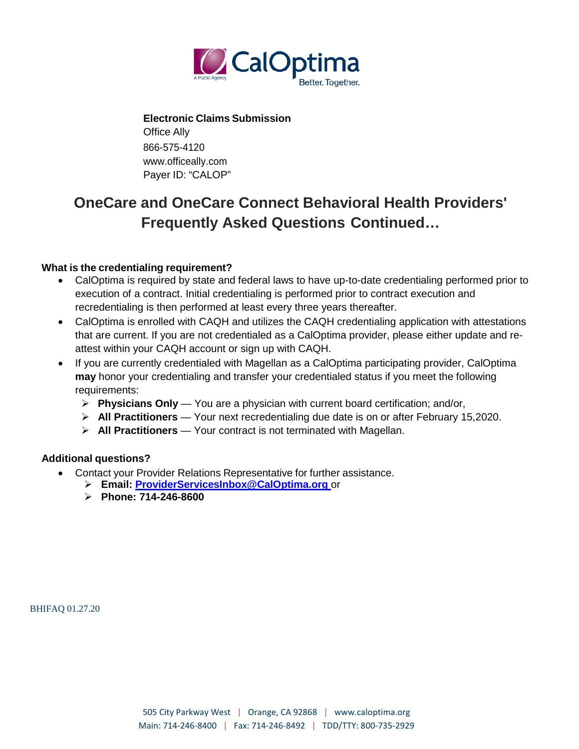**Electronic Claims Submission**
Office Ally
866-575-4120
www.officeally.com
Payer ID: "CALOP"

# OneCare and OneCare Connect Behavioral Health Providers' Frequently Asked Questions Continued…

**What is the credentialing requirement?**

- CalOptima is required by state and federal laws to have up-to-date credentialing performed prior to execution of a contract. Initial credentialing is performed prior to contract execution and recredentialing is then performed at least every three years thereafter.
- CalOptima is enrolled with CAQH and utilizes the CAQH credentialing application with attestations that are current. If you are not credentialed as a CalOptima provider, please either update and re-attest within your CAQH account or sign up with CAQH.
- If you are currently credentialed with Magellan as a CalOptima participating provider, CalOptima **may** honor your credentialing and transfer your credentialed status if you meet the following requirements:
  - **Physicians Only** — You are a physician with current board certification; and/or,
  - **All Practitioners** — Your next recredentialing due date is on or after February 15,2020.
  - **All Practitioners** — Your contract is not terminated with Magellan.

**Additional questions?**

- Contact your Provider Relations Representative for further assistance.
  - **Email: ProviderServicesInbox@CalOptima.org** or
  - **Phone: 714-246-8600**

BHIFAQ 01.27.20

505 City Parkway West | Orange, CA 92868 | www.caloptima.org
Main: 714-246-8400 | Fax: 714-246-8492 | TDD/TTY: 800-735-2929